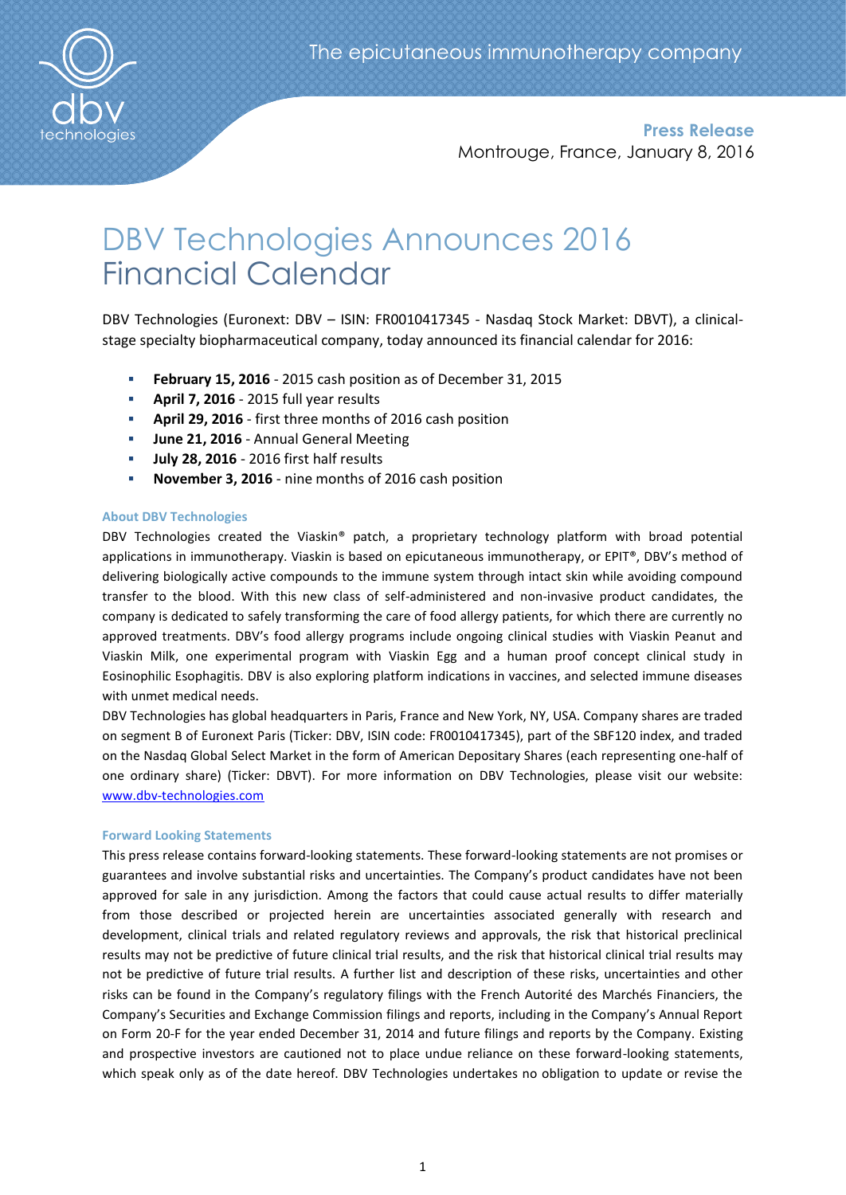The epicutaneous immunotherapy company

**Press Release**
Montrouge, France, January 8, 2016

# DBV Technologies Announces 2016 Financial Calendar

DBV Technologies (Euronext: DBV – ISIN: FR0010417345 - Nasdaq Stock Market: DBVT), a clinical-stage specialty biopharmaceutical company, today announced its financial calendar for 2016:

- **February 15, 2016** - 2015 cash position as of December 31, 2015
- **April 7, 2016** - 2015 full year results
- **April 29, 2016** - first three months of 2016 cash position
- **June 21, 2016** - Annual General Meeting
- **July 28, 2016** - 2016 first half results
- **November 3, 2016** - nine months of 2016 cash position

### About DBV Technologies

DBV Technologies created the Viaskin® patch, a proprietary technology platform with broad potential applications in immunotherapy. Viaskin is based on epicutaneous immunotherapy, or EPIT®, DBV's method of delivering biologically active compounds to the immune system through intact skin while avoiding compound transfer to the blood. With this new class of self-administered and non-invasive product candidates, the company is dedicated to safely transforming the care of food allergy patients, for which there are currently no approved treatments. DBV's food allergy programs include ongoing clinical studies with Viaskin Peanut and Viaskin Milk, one experimental program with Viaskin Egg and a human proof concept clinical study in Eosinophilic Esophagitis. DBV is also exploring platform indications in vaccines, and selected immune diseases with unmet medical needs.

DBV Technologies has global headquarters in Paris, France and New York, NY, USA. Company shares are traded on segment B of Euronext Paris (Ticker: DBV, ISIN code: FR0010417345), part of the SBF120 index, and traded on the Nasdaq Global Select Market in the form of American Depositary Shares (each representing one-half of one ordinary share) (Ticker: DBVT). For more information on DBV Technologies, please visit our website: [www.dbv-technologies.com](http://www.dbv-technologies.com)

### Forward Looking Statements

This press release contains forward-looking statements. These forward-looking statements are not promises or guarantees and involve substantial risks and uncertainties. The Company's product candidates have not been approved for sale in any jurisdiction. Among the factors that could cause actual results to differ materially from those described or projected herein are uncertainties associated generally with research and development, clinical trials and related regulatory reviews and approvals, the risk that historical preclinical results may not be predictive of future clinical trial results, and the risk that historical clinical trial results may not be predictive of future trial results. A further list and description of these risks, uncertainties and other risks can be found in the Company's regulatory filings with the French Autorité des Marchés Financiers, the Company's Securities and Exchange Commission filings and reports, including in the Company's Annual Report on Form 20-F for the year ended December 31, 2014 and future filings and reports by the Company. Existing and prospective investors are cautioned not to place undue reliance on these forward-looking statements, which speak only as of the date hereof. DBV Technologies undertakes no obligation to update or revise the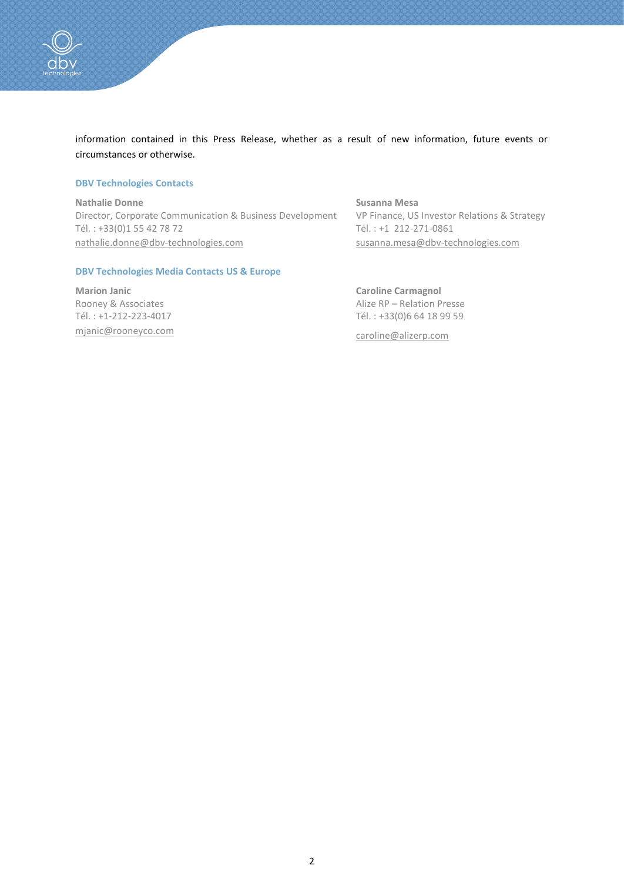information contained in this Press Release, whether as a result of new information, future events or circumstances or otherwise.

### DBV Technologies Contacts

**Nathalie Donne**
Director, Corporate Communication & Business Development
Tél. : +33(0)1 55 42 78 72
nathalie.donne@dbv-technologies.com

**Susanna Mesa**
VP Finance, US Investor Relations & Strategy
Tél. : +1 212-271-0861
susanna.mesa@dbv-technologies.com

### DBV Technologies Media Contacts US & Europe

**Marion Janic**
Rooney & Associates
Tél. : +1-212-223-4017
mjanic@rooneyco.com

**Caroline Carmagnol**
Alize RP – Relation Presse
Tél. : +33(0)6 64 18 99 59
caroline@alizerp.com